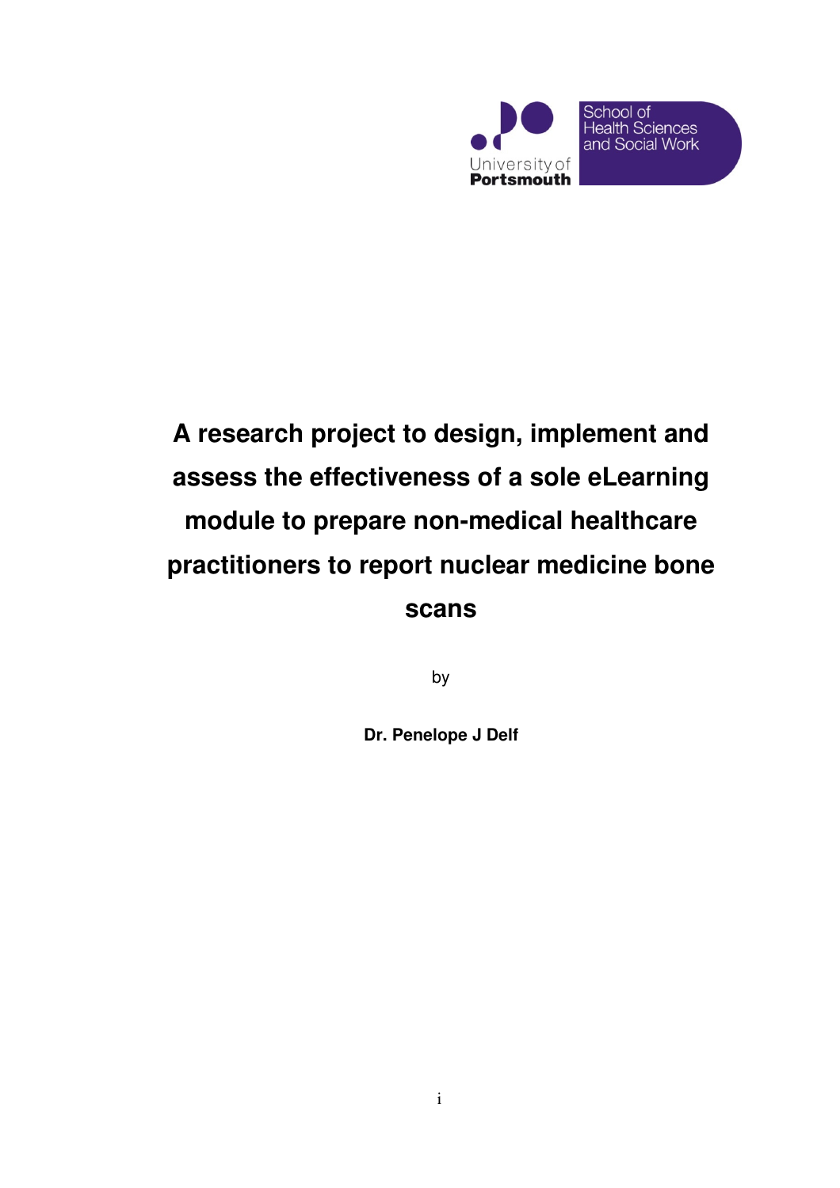University of Portsmouth

School of Health Sciences and Social Work

# A research project to design, implement and assess the effectiveness of a sole eLearning module to prepare non-medical healthcare practitioners to report nuclear medicine bone scans

by

**Dr. Penelope J Delf**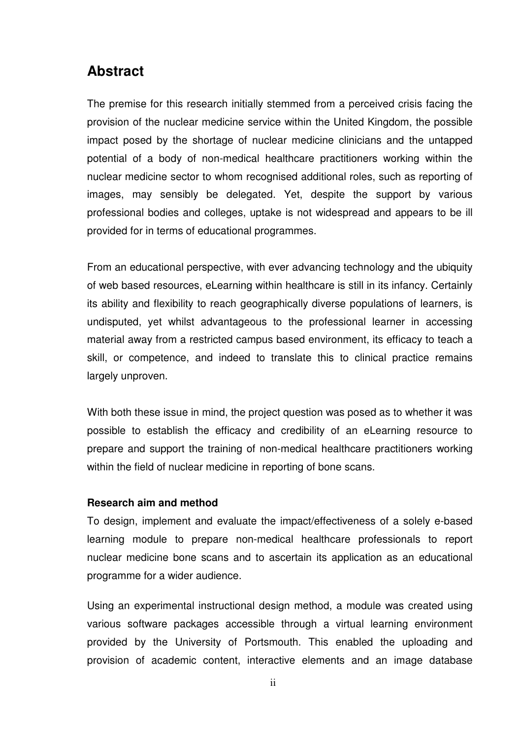## Abstract

The premise for this research initially stemmed from a perceived crisis facing the provision of the nuclear medicine service within the United Kingdom, the possible impact posed by the shortage of nuclear medicine clinicians and the untapped potential of a body of non-medical healthcare practitioners working within the nuclear medicine sector to whom recognised additional roles, such as reporting of images, may sensibly be delegated. Yet, despite the support by various professional bodies and colleges, uptake is not widespread and appears to be ill provided for in terms of educational programmes.

From an educational perspective, with ever advancing technology and the ubiquity of web based resources, eLearning within healthcare is still in its infancy. Certainly its ability and flexibility to reach geographically diverse populations of learners, is undisputed, yet whilst advantageous to the professional learner in accessing material away from a restricted campus based environment, its efficacy to teach a skill, or competence, and indeed to translate this to clinical practice remains largely unproven.

With both these issue in mind, the project question was posed as to whether it was possible to establish the efficacy and credibility of an eLearning resource to prepare and support the training of non-medical healthcare practitioners working within the field of nuclear medicine in reporting of bone scans.

**Research aim and method**

To design, implement and evaluate the impact/effectiveness of a solely e-based learning module to prepare non-medical healthcare professionals to report nuclear medicine bone scans and to ascertain its application as an educational programme for a wider audience.

Using an experimental instructional design method, a module was created using various software packages accessible through a virtual learning environment provided by the University of Portsmouth. This enabled the uploading and provision of academic content, interactive elements and an image database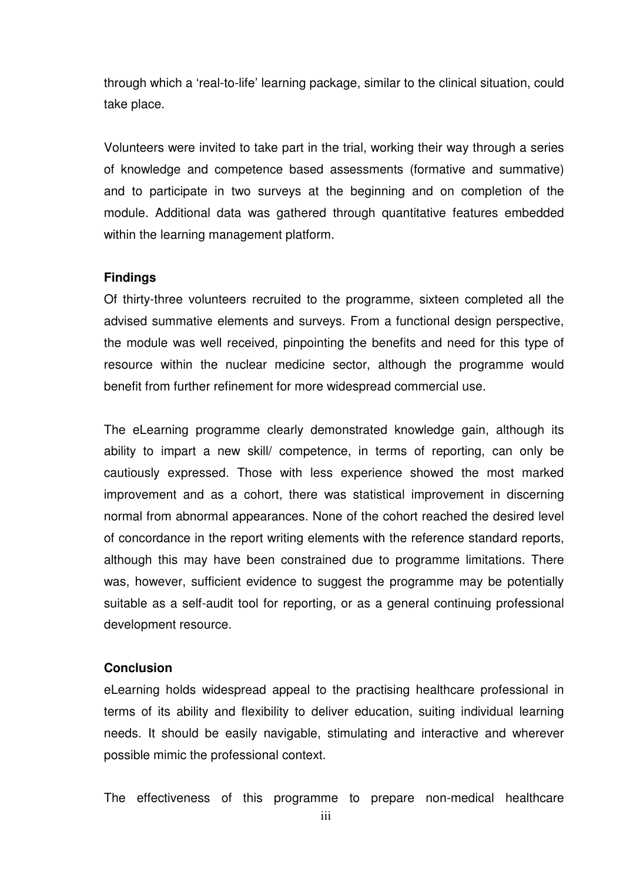through which a 'real-to-life' learning package, similar to the clinical situation, could take place.

Volunteers were invited to take part in the trial, working their way through a series of knowledge and competence based assessments (formative and summative) and to participate in two surveys at the beginning and on completion of the module. Additional data was gathered through quantitative features embedded within the learning management platform.

**Findings**

Of thirty-three volunteers recruited to the programme, sixteen completed all the advised summative elements and surveys. From a functional design perspective, the module was well received, pinpointing the benefits and need for this type of resource within the nuclear medicine sector, although the programme would benefit from further refinement for more widespread commercial use.

The eLearning programme clearly demonstrated knowledge gain, although its ability to impart a new skill/ competence, in terms of reporting, can only be cautiously expressed. Those with less experience showed the most marked improvement and as a cohort, there was statistical improvement in discerning normal from abnormal appearances. None of the cohort reached the desired level of concordance in the report writing elements with the reference standard reports, although this may have been constrained due to programme limitations. There was, however, sufficient evidence to suggest the programme may be potentially suitable as a self-audit tool for reporting, or as a general continuing professional development resource.

**Conclusion**

eLearning holds widespread appeal to the practising healthcare professional in terms of its ability and flexibility to deliver education, suiting individual learning needs. It should be easily navigable, stimulating and interactive and wherever possible mimic the professional context.

The effectiveness of this programme to prepare non-medical healthcare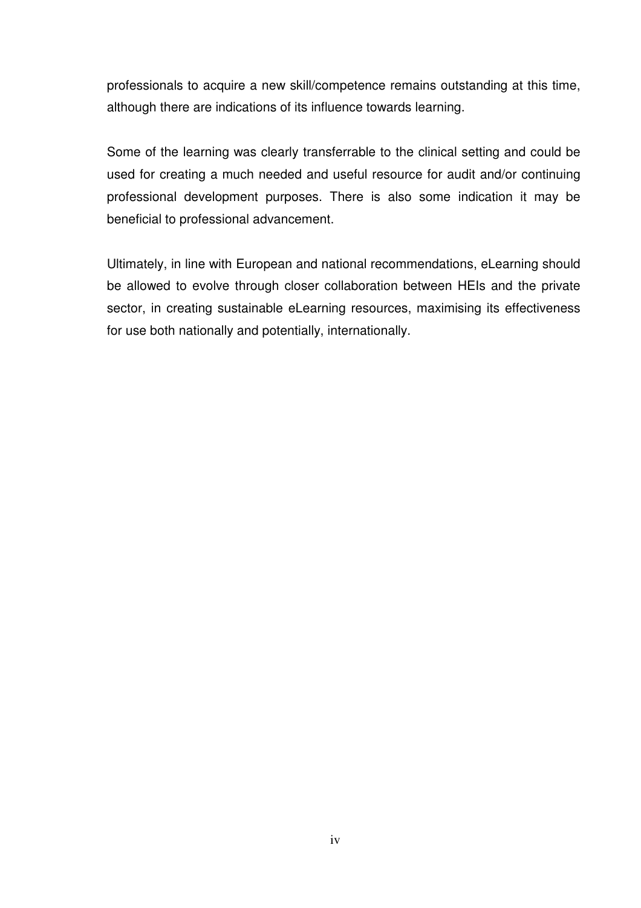professionals to acquire a new skill/competence remains outstanding at this time, although there are indications of its influence towards learning.

Some of the learning was clearly transferrable to the clinical setting and could be used for creating a much needed and useful resource for audit and/or continuing professional development purposes. There is also some indication it may be beneficial to professional advancement.

Ultimately, in line with European and national recommendations, eLearning should be allowed to evolve through closer collaboration between HEIs and the private sector, in creating sustainable eLearning resources, maximising its effectiveness for use both nationally and potentially, internationally.